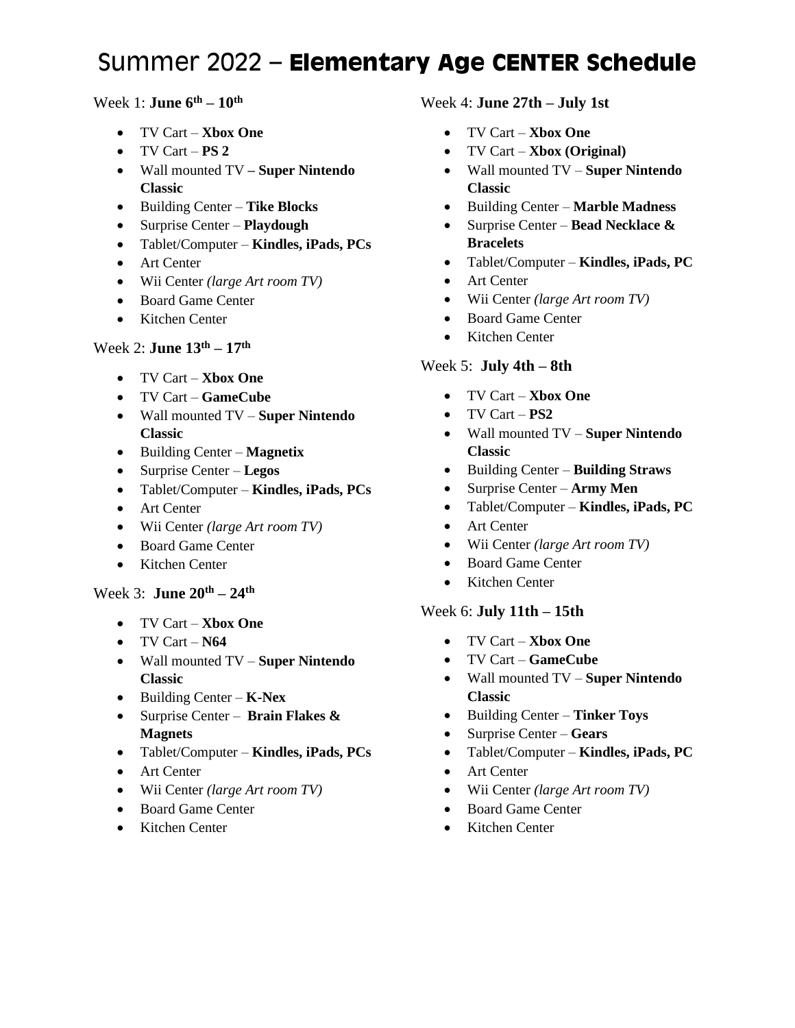# Summer 2022 – **Elementary Age CENTER Schedule**

Week 1: **June 6th – 10th**

- TV Cart – **Xbox One**
- TV Cart – **PS 2**
- Wall mounted TV **– Super Nintendo Classic**
- Building Center – **Tike Blocks**
- Surprise Center – **Playdough**
- Tablet/Computer – **Kindles, iPads, PCs**
- Art Center
- Wii Center *(large Art room TV)*
- Board Game Center
- Kitchen Center

Week 2: **June 13th – 17th**

- TV Cart – **Xbox One**
- TV Cart – **GameCube**
- Wall mounted TV – **Super Nintendo Classic**
- Building Center – **Magnetix**
- Surprise Center – **Legos**
- Tablet/Computer – **Kindles, iPads, PCs**
- Art Center
- Wii Center *(large Art room TV)*
- Board Game Center
- Kitchen Center

Week 3: **June 20th – 24th**

- TV Cart – **Xbox One**
- TV Cart – **N64**
- Wall mounted TV – **Super Nintendo Classic**
- Building Center – **K-Nex**
- Surprise Center – **Brain Flakes & Magnets**
- Tablet/Computer – **Kindles, iPads, PCs**
- Art Center
- Wii Center *(large Art room TV)*
- Board Game Center
- Kitchen Center

Week 4: **June 27th – July 1st**

- TV Cart – **Xbox One**
- TV Cart – **Xbox (Original)**
- Wall mounted TV – **Super Nintendo Classic**
- Building Center – **Marble Madness**
- Surprise Center – **Bead Necklace & Bracelets**
- Tablet/Computer – **Kindles, iPads, PC**
- Art Center
- Wii Center *(large Art room TV)*
- Board Game Center
- Kitchen Center

Week 5: **July 4th – 8th**

- TV Cart – **Xbox One**
- TV Cart – **PS2**
- Wall mounted TV – **Super Nintendo Classic**
- Building Center – **Building Straws**
- Surprise Center – **Army Men**
- Tablet/Computer – **Kindles, iPads, PC**
- Art Center
- Wii Center *(large Art room TV)*
- Board Game Center
- Kitchen Center

Week 6: **July 11th – 15th**

- TV Cart – **Xbox One**
- TV Cart – **GameCube**
- Wall mounted TV – **Super Nintendo Classic**
- Building Center – **Tinker Toys**
- Surprise Center – **Gears**
- Tablet/Computer – **Kindles, iPads, PC**
- Art Center
- Wii Center *(large Art room TV)*
- Board Game Center
- Kitchen Center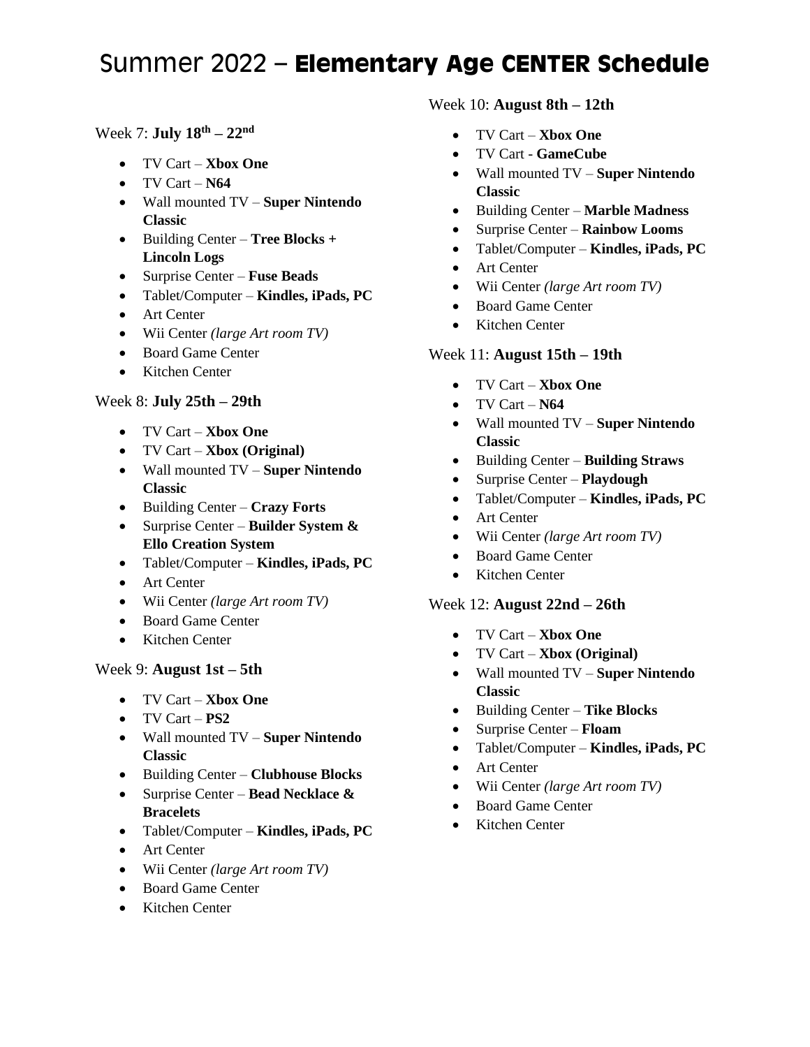# Summer 2022 – **Elementary Age CENTER Schedule**

Week 7: **July 18th – 22nd**

- TV Cart – **Xbox One**
- TV Cart – **N64**
- Wall mounted TV – **Super Nintendo Classic**
- Building Center – **Tree Blocks + Lincoln Logs**
- Surprise Center – **Fuse Beads**
- Tablet/Computer – **Kindles, iPads, PC**
- Art Center
- Wii Center *(large Art room TV)*
- Board Game Center
- Kitchen Center

Week 8: **July 25th – 29th**

- TV Cart – **Xbox One**
- TV Cart – **Xbox (Original)**
- Wall mounted TV – **Super Nintendo Classic**
- Building Center – **Crazy Forts**
- Surprise Center – **Builder System & Ello Creation System**
- Tablet/Computer – **Kindles, iPads, PC**
- Art Center
- Wii Center *(large Art room TV)*
- Board Game Center
- Kitchen Center

Week 9: **August 1st – 5th**

- TV Cart – **Xbox One**
- TV Cart – **PS2**
- Wall mounted TV – **Super Nintendo Classic**
- Building Center – **Clubhouse Blocks**
- Surprise Center – **Bead Necklace & Bracelets**
- Tablet/Computer – **Kindles, iPads, PC**
- Art Center
- Wii Center *(large Art room TV)*
- Board Game Center
- Kitchen Center

Week 10: **August 8th – 12th**

- TV Cart – **Xbox One**
- TV Cart - **GameCube**
- Wall mounted TV – **Super Nintendo Classic**
- Building Center – **Marble Madness**
- Surprise Center – **Rainbow Looms**
- Tablet/Computer – **Kindles, iPads, PC**
- Art Center
- Wii Center *(large Art room TV)*
- Board Game Center
- Kitchen Center

Week 11: **August 15th – 19th**

- TV Cart – **Xbox One**
- TV Cart – **N64**
- Wall mounted TV – **Super Nintendo Classic**
- Building Center – **Building Straws**
- Surprise Center – **Playdough**
- Tablet/Computer – **Kindles, iPads, PC**
- Art Center
- Wii Center *(large Art room TV)*
- Board Game Center
- Kitchen Center

Week 12: **August 22nd – 26th**

- TV Cart – **Xbox One**
- TV Cart – **Xbox (Original)**
- Wall mounted TV – **Super Nintendo Classic**
- Building Center – **Tike Blocks**
- Surprise Center – **Floam**
- Tablet/Computer – **Kindles, iPads, PC**
- Art Center
- Wii Center *(large Art room TV)*
- Board Game Center
- Kitchen Center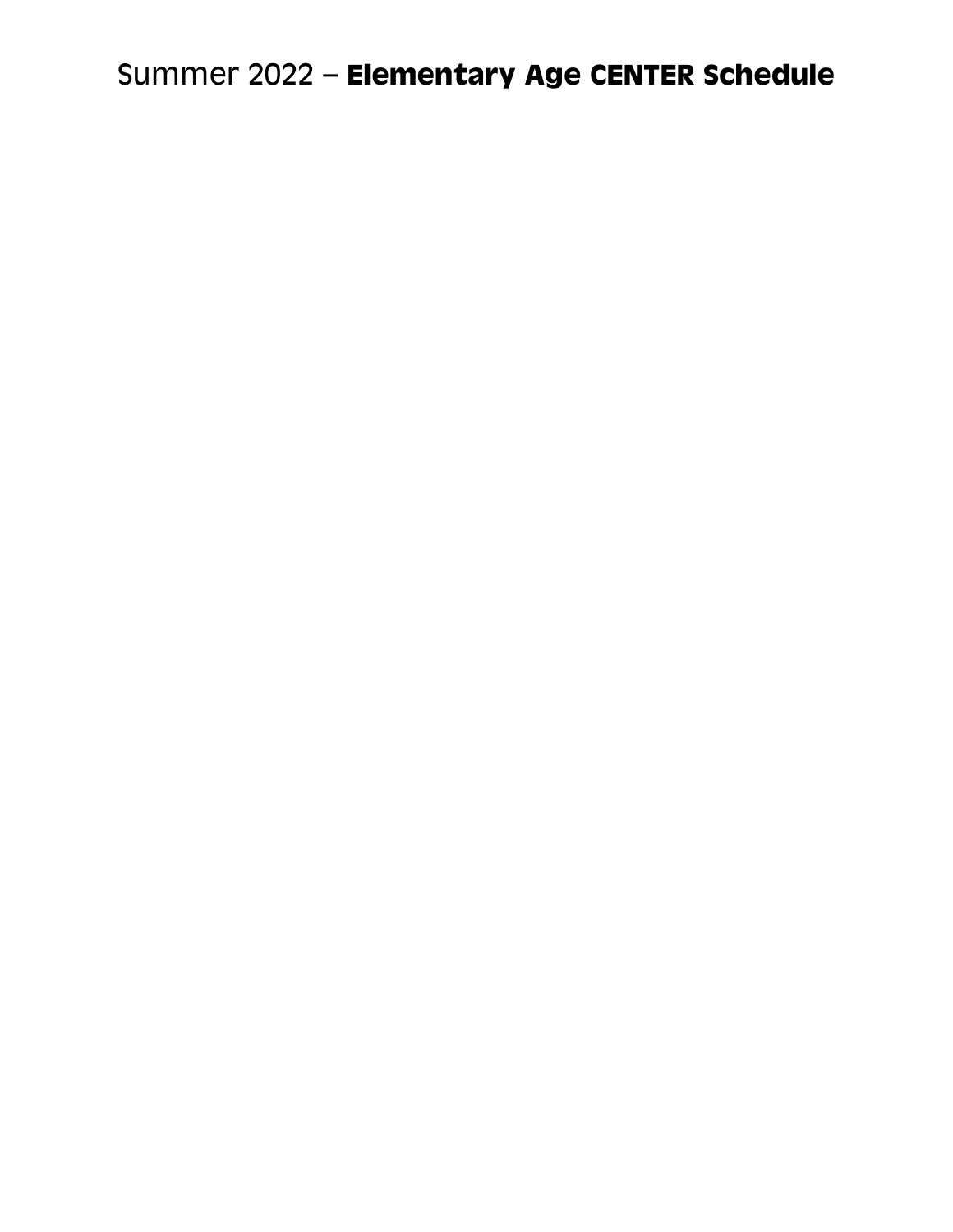# Summer 2022 – **Elementary Age CENTER Schedule**